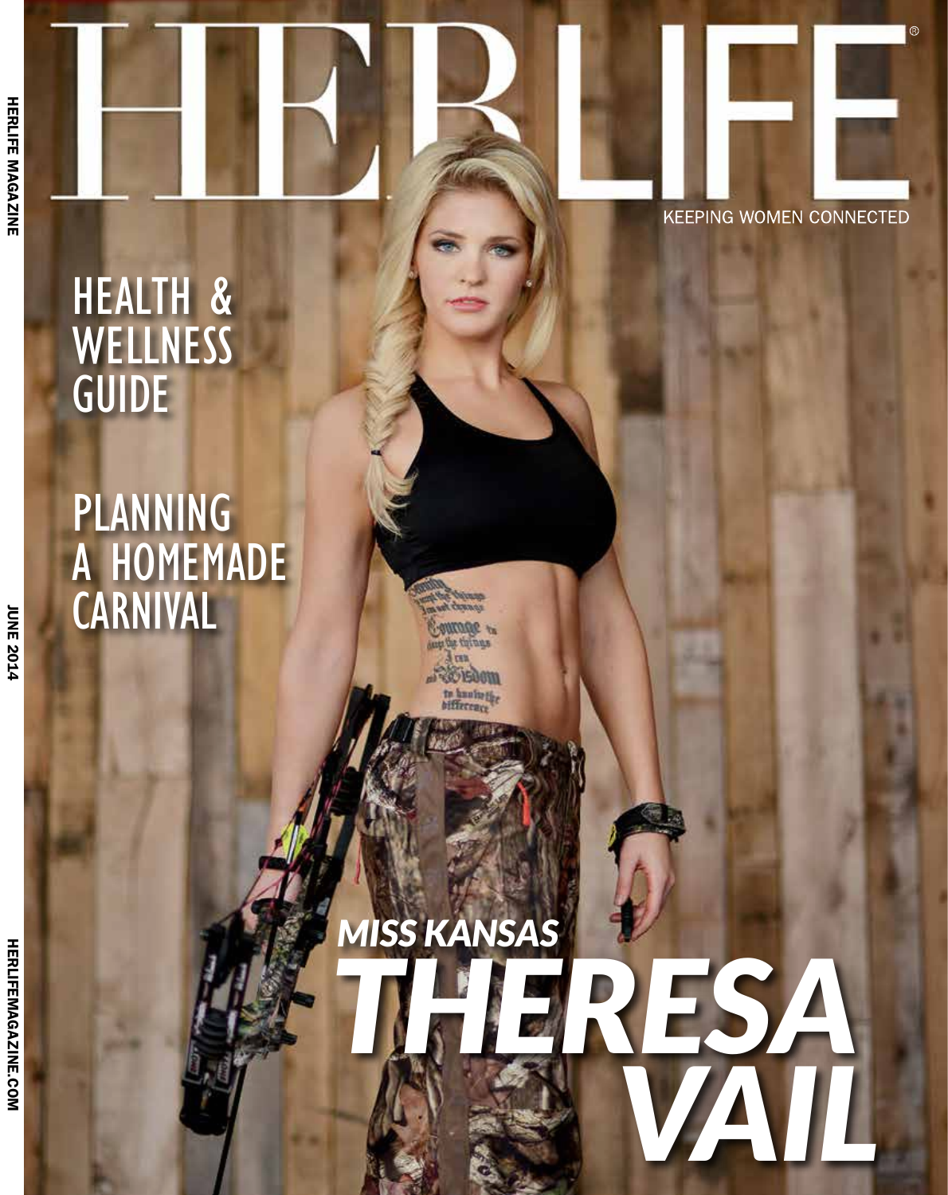# HERLIFE

KEEPING WOMEN CONNECTED

HEALTH & WELLNESS GUIDE

PLANNING A HOMEMADE CARNIVAL

*MISS KANSAS*

# *THERESA VAIL*

HERLIFE MAGAZINE

JUNE 2014

HERLIFEMAGAZINE.COM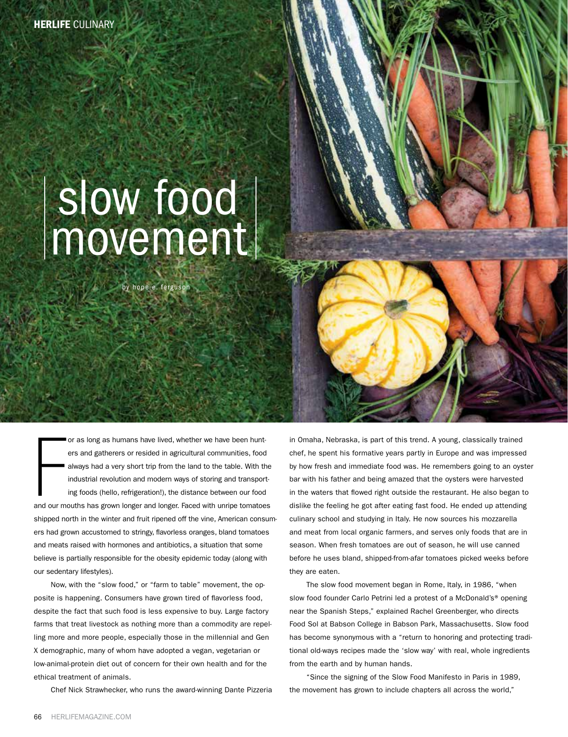# slow food movement

by hope e. ferguson

For as long as humans have lived, whether we have been hunters and gatherers or resided in agricultural communities, food always had a very short trip from the land to the table. With the industrial revolution and modern ways of storing and transporting foods (hello, refrigeration!), the distance between our food and our mouths has grown longer and longer. Faced with unripe tomatoes shipped north in the winter and fruit ripened off the vine, American consumers had grown accustomed to stringy, flavorless oranges, bland tomatoes and meats raised with hormones and antibiotics, a situation that some believe is partially responsible for the obesity epidemic today (along with our sedentary lifestyles).

Now, with the "slow food," or "farm to table" movement, the opposite is happening. Consumers have grown tired of flavorless food, despite the fact that such food is less expensive to buy. Large factory farms that treat livestock as nothing more than a commodity are repelling more and more people, especially those in the millennial and Gen X demographic, many of whom have adopted a vegan, vegetarian or low-animal-protein diet out of concern for their own health and for the ethical treatment of animals.

Chef Nick Strawhecker, who runs the award-winning Dante Pizzeria in Omaha, Nebraska, is part of this trend. A young, classically trained chef, he spent his formative years partly in Europe and was impressed by how fresh and immediate food was. He remembers going to an oyster bar with his father and being amazed that the oysters were harvested in the waters that flowed right outside the restaurant. He also began to dislike the feeling he got after eating fast food. He ended up attending culinary school and studying in Italy. He now sources his mozzarella and meat from local organic farmers, and serves only foods that are in season. When fresh tomatoes are out of season, he will use canned before he uses bland, shipped-from-afar tomatoes picked weeks before they are eaten.

The slow food movement began in Rome, Italy, in 1986, "when slow food founder Carlo Petrini led a protest of a McDonald's® opening near the Spanish Steps," explained Rachel Greenberger, who directs Food Sol at Babson College in Babson Park, Massachusetts. Slow food has become synonymous with a "return to honoring and protecting traditional old-ways recipes made the 'slow way' with real, whole ingredients from the earth and by human hands.

"Since the signing of the Slow Food Manifesto in Paris in 1989, the movement has grown to include chapters all across the world,"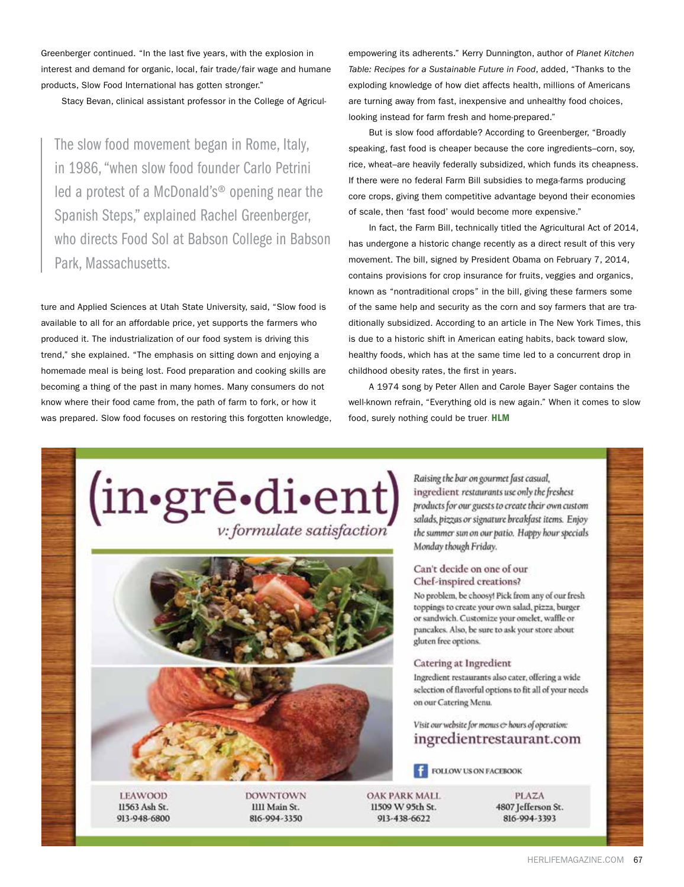Greenberger continued. "In the last five years, with the explosion in interest and demand for organic, local, fair trade/fair wage and humane products, Slow Food International has gotten stronger."

Stacy Bevan, clinical assistant professor in the College of Agriculture and Applied Sciences at Utah State University, said, "Slow food is available to all for an affordable price, yet supports the farmers who produced it. The industrialization of our food system is driving this trend," she explained. "The emphasis on sitting down and enjoying a homemade meal is being lost. Food preparation and cooking skills are becoming a thing of the past in many homes. Many consumers do not know where their food came from, the path of farm to fork, or how it was prepared. Slow food focuses on restoring this forgotten knowledge, empowering its adherents." Kerry Dunnington, author of *Planet Kitchen Table: Recipes for a Sustainable Future in Food*, added, "Thanks to the exploding knowledge of how diet affects health, millions of Americans are turning away from fast, inexpensive and unhealthy food choices, looking instead for farm fresh and home-prepared."

> The slow food movement began in Rome, Italy, in 1986, "when slow food founder Carlo Petrini led a protest of a McDonald's® opening near the Spanish Steps," explained Rachel Greenberger, who directs Food Sol at Babson College in Babson Park, Massachusetts.

But is slow food affordable? According to Greenberger, "Broadly speaking, fast food is cheaper because the core ingredients–corn, soy, rice, wheat–are heavily federally subsidized, which funds its cheapness. If there were no federal Farm Bill subsidies to mega-farms producing core crops, giving them competitive advantage beyond their economies of scale, then 'fast food' would become more expensive."

In fact, the Farm Bill, technically titled the Agricultural Act of 2014, has undergone a historic change recently as a direct result of this very movement. The bill, signed by President Obama on February 7, 2014, contains provisions for crop insurance for fruits, veggies and organics, known as "nontraditional crops" in the bill, giving these farmers some of the same help and security as the corn and soy farmers that are traditionally subsidized. According to an article in The New York Times, this is due to a historic shift in American eating habits, back toward slow, healthy foods, which has at the same time led to a concurrent drop in childhood obesity rates, the first in years.

A 1974 song by Peter Allen and Carole Bayer Sager contains the well-known refrain, "Everything old is new again." When it comes to slow food, surely nothing could be truer. **HLM**

---

# (in•grē•di•ent)

*v: formulate satisfaction*

*Raising the bar on gourmet fast casual, ingredient restaurants use only the freshest products for our guests to create their own custom salads, pizzas or signature breakfast items. Enjoy the summer sun on our patio. Happy hour specials Monday though Friday.*

### Can't decide on one of our Chef-inspired creations?

No problem, be choosy! Pick from any of our fresh toppings to create your own salad, pizza, burger or sandwich. Customize your omelet, waffle or pancakes. Also, be sure to ask your store about gluten free options.

### Catering at Ingredient

Ingredient restaurants also cater, offering a wide selection of flavorful options to fit all of your needs on our Catering Menu.

*Visit our website for menus & hours of operation:*
ingredientrestaurant.com

FOLLOW US ON FACEBOOK

| LEAWOOD | DOWNTOWN | OAK PARK MALL | PLAZA |
|---|---|---|---|
| 11563 Ash St. | 1111 Main St. | 11509 W 95th St. | 4807 Jefferson St. |
| 913-948-6800 | 816-994-3350 | 913-438-6622 | 816-994-3393 |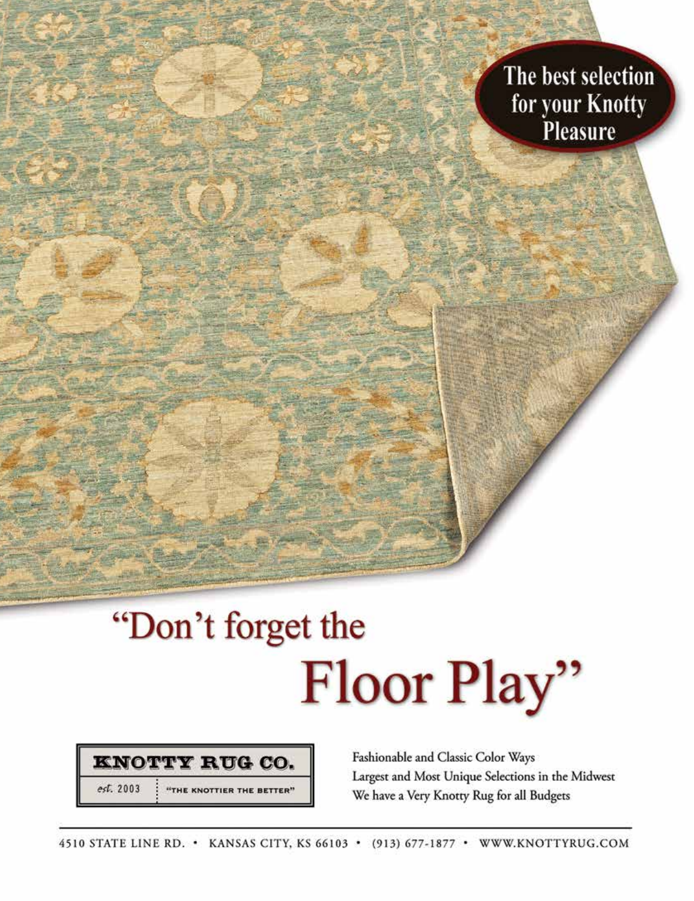The best selection for your Knotty Pleasure

# "Don't forget the Floor Play"

**KNOTTY RUG CO.**

est. 2003 | "THE KNOTTIER THE BETTER"

Fashionable and Classic Color Ways
Largest and Most Unique Selections in the Midwest
We have a Very Knotty Rug for all Budgets

4510 STATE LINE RD. • KANSAS CITY, KS 66103 • (913) 677-1877 • WWW.KNOTTYRUG.COM